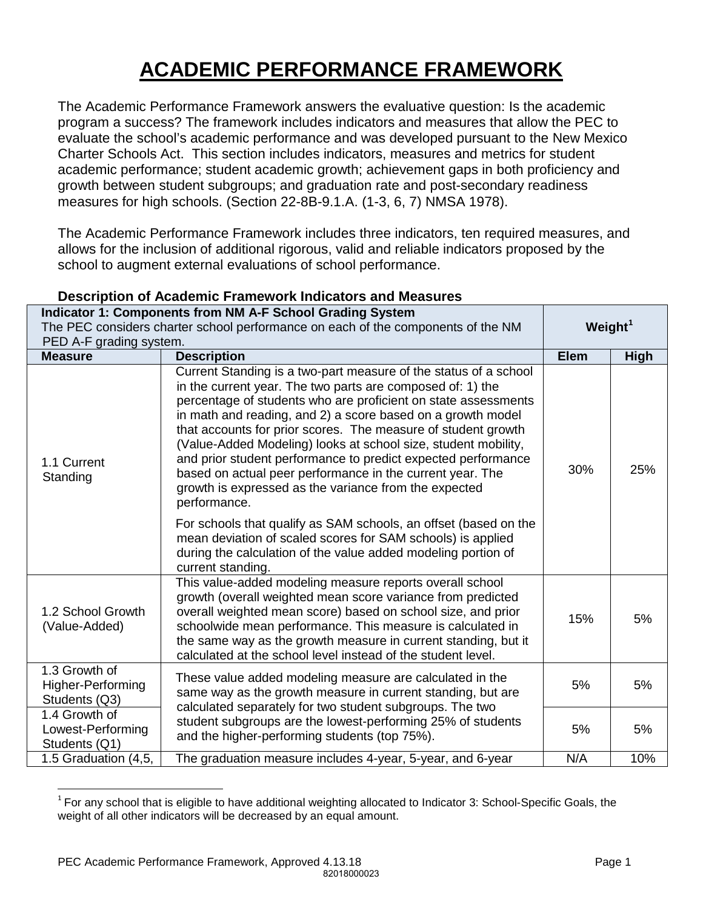# ACADEMIC PERFORMANCE FRAMEWORK

The Academic Performance Framework answers the evaluative question: Is the academic program a success? The framework includes indicators and measures that allow the PEC to evaluate the school's academic performance and was developed pursuant to the New Mexico Charter Schools Act. This section includes indicators, measures and metrics for student academic performance; student academic growth; achievement gaps in both proficiency and growth between student subgroups; and graduation rate and post-secondary readiness measures for high schools. (Section 22-8B-9.1.A. (1-3, 6, 7) NMSA 1978).

The Academic Performance Framework includes three indicators, ten required measures, and allows for the inclusion of additional rigorous, valid and reliable indicators proposed by the school to augment external evaluations of school performance.

**Description of Academic Framework Indicators and Measures**

| **Indicator 1: Components from NM A-F School Grading System** The PEC considers charter school performance on each of the components of the NM PED A-F grading system. | | **Weight[1]** | |
|---|---|---|---|
| **Measure** | **Description** | **Elem** | **High** |
| 1.1 Current Standing | Current Standing is a two-part measure of the status of a school in the current year. The two parts are composed of: 1) the percentage of students who are proficient on state assessments in math and reading, and 2) a score based on a growth model that accounts for prior scores. The measure of student growth (Value-Added Modeling) looks at school size, student mobility, and prior student performance to predict expected performance based on actual peer performance in the current year. The growth is expressed as the variance from the expected performance.<br><br>For schools that qualify as SAM schools, an offset (based on the mean deviation of scaled scores for SAM schools) is applied during the calculation of the value added modeling portion of current standing. | 30% | 25% |
| 1.2 School Growth (Value-Added) | This value-added modeling measure reports overall school growth (overall weighted mean score variance from predicted overall weighted mean score) based on school size, and prior schoolwide mean performance. This measure is calculated in the same way as the growth measure in current standing, but it calculated at the school level instead of the student level. | 15% | 5% |
| 1.3 Growth of Higher-Performing Students (Q3) | These value added modeling measure are calculated in the same way as the growth measure in current standing, but are calculated separately for two student subgroups. The two student subgroups are the lowest-performing 25% of students and the higher-performing students (top 75%). | 5% | 5% |
| 1.4 Growth of Lowest-Performing Students (Q1) | | 5% | 5% |
| 1.5 Graduation (4,5, | The graduation measure includes 4-year, 5-year, and 6-year | N/A | 10% |

[1] For any school that is eligible to have additional weighting allocated to Indicator 3: School-Specific Goals, the weight of all other indicators will be decreased by an equal amount.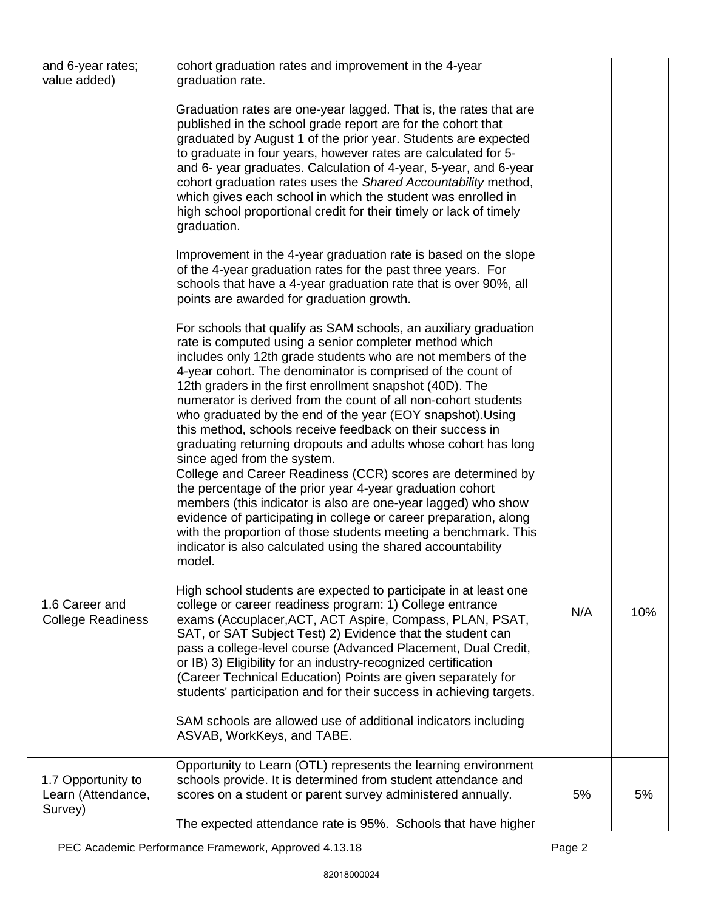| | | | |
|---|---|---|---|
| and 6-year rates; value added) | cohort graduation rates and improvement in the 4-year graduation rate.<br><br>Graduation rates are one-year lagged. That is, the rates that are published in the school grade report are for the cohort that graduated by August 1 of the prior year. Students are expected to graduate in four years, however rates are calculated for 5- and 6- year graduates. Calculation of 4-year, 5-year, and 6-year cohort graduation rates uses the *Shared Accountability* method, which gives each school in which the student was enrolled in high school proportional credit for their timely or lack of timely graduation.<br><br>Improvement in the 4-year graduation rate is based on the slope of the 4-year graduation rates for the past three years. For schools that have a 4-year graduation rate that is over 90%, all points are awarded for graduation growth.<br><br>For schools that qualify as SAM schools, an auxiliary graduation rate is computed using a senior completer method which includes only 12th grade students who are not members of the 4-year cohort. The denominator is comprised of the count of 12th graders in the first enrollment snapshot (40D). The numerator is derived from the count of all non-cohort students who graduated by the end of the year (EOY snapshot).Using this method, schools receive feedback on their success in graduating returning dropouts and adults whose cohort has long since aged from the system. | | |
| 1.6 Career and College Readiness | College and Career Readiness (CCR) scores are determined by the percentage of the prior year 4-year graduation cohort members (this indicator is also are one-year lagged) who show evidence of participating in college or career preparation, along with the proportion of those students meeting a benchmark. This indicator is also calculated using the shared accountability model.<br><br>High school students are expected to participate in at least one college or career readiness program: 1) College entrance exams (Accuplacer,ACT, ACT Aspire, Compass, PLAN, PSAT, SAT, or SAT Subject Test) 2) Evidence that the student can pass a college-level course (Advanced Placement, Dual Credit, or IB) 3) Eligibility for an industry-recognized certification (Career Technical Education) Points are given separately for students' participation and for their success in achieving targets.<br><br>SAM schools are allowed use of additional indicators including ASVAB, WorkKeys, and TABE. | N/A | 10% |
| 1.7 Opportunity to Learn (Attendance, Survey) | Opportunity to Learn (OTL) represents the learning environment schools provide. It is determined from student attendance and scores on a student or parent survey administered annually.<br><br>The expected attendance rate is 95%. Schools that have higher | 5% | 5% |

PEC Academic Performance Framework, Approved 4.13.18

82018000024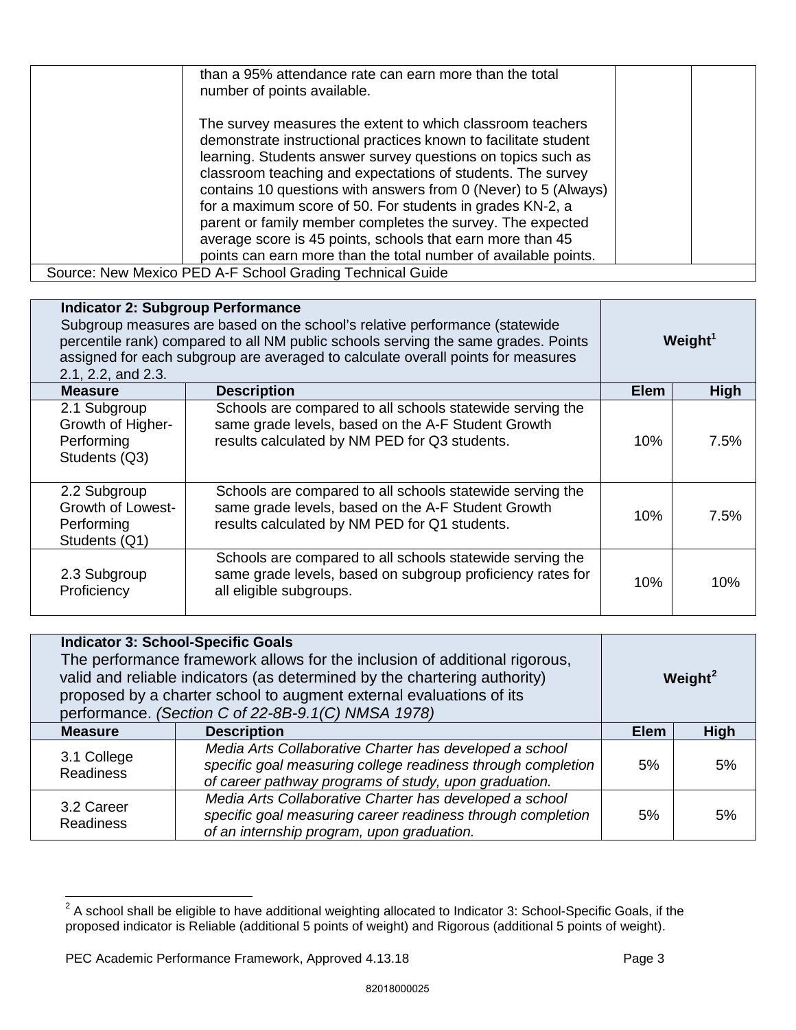| | | | |
|---|---|---|---|
| | than a 95% attendance rate can earn more than the total number of points available.<br><br>The survey measures the extent to which classroom teachers demonstrate instructional practices known to facilitate student learning. Students answer survey questions on topics such as classroom teaching and expectations of students. The survey contains 10 questions with answers from 0 (Never) to 5 (Always) for a maximum score of 50. For students in grades KN-2, a parent or family member completes the survey. The expected average score is 45 points, schools that earn more than 45 points can earn more than the total number of available points. | | |

Source: New Mexico PED A-F School Grading Technical Guide

| **Indicator 2: Subgroup Performance**<br>Subgroup measures are based on the school's relative performance (statewide percentile rank) compared to all NM public schools serving the same grades. Points assigned for each subgroup are averaged to calculate overall points for measures 2.1, 2.2, and 2.3. | | **Weight[1]** | |
|---|---|---|---|
| **Measure** | **Description** | **Elem** | **High** |
| 2.1 Subgroup Growth of Higher-Performing Students (Q3) | Schools are compared to all schools statewide serving the same grade levels, based on the A-F Student Growth results calculated by NM PED for Q3 students. | 10% | 7.5% |
| 2.2 Subgroup Growth of Lowest-Performing Students (Q1) | Schools are compared to all schools statewide serving the same grade levels, based on the A-F Student Growth results calculated by NM PED for Q1 students. | 10% | 7.5% |
| 2.3 Subgroup Proficiency | Schools are compared to all schools statewide serving the same grade levels, based on subgroup proficiency rates for all eligible subgroups. | 10% | 10% |

| **Indicator 3: School-Specific Goals**<br>The performance framework allows for the inclusion of additional rigorous, valid and reliable indicators (as determined by the chartering authority) proposed by a charter school to augment external evaluations of its performance. *(Section C of 22-8B-9.1(C) NMSA 1978)* | | **Weight[2]** | |
|---|---|---|---|
| **Measure** | **Description** | **Elem** | **High** |
| 3.1 College Readiness | *Media Arts Collaborative Charter has developed a school specific goal measuring college readiness through completion of career pathway programs of study, upon graduation.* | 5% | 5% |
| 3.2 Career Readiness | *Media Arts Collaborative Charter has developed a school specific goal measuring career readiness through completion of an internship program, upon graduation.* | 5% | 5% |

[2] A school shall be eligible to have additional weighting allocated to Indicator 3: School-Specific Goals, if the proposed indicator is Reliable (additional 5 points of weight) and Rigorous (additional 5 points of weight).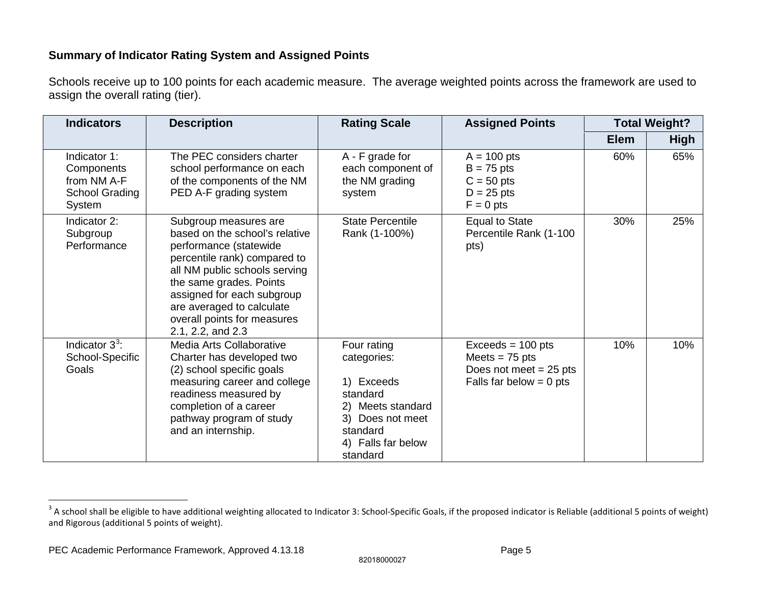**Summary of Indicator Rating System and Assigned Points**

Schools receive up to 100 points for each academic measure. The average weighted points across the framework are used to assign the overall rating (tier).

| Indicators | Description | Rating Scale | Assigned Points | Total Weight? | |
|---|---|---|---|---|---|
| | | | | Elem | High |
| Indicator 1: Components from NM A-F School Grading System | The PEC considers charter school performance on each of the components of the NM PED A-F grading system | A - F grade for each component of the NM grading system | A = 100 pts<br>B = 75 pts<br>C = 50 pts<br>D = 25 pts<br>F = 0 pts | 60% | 65% |
| Indicator 2: Subgroup Performance | Subgroup measures are based on the school's relative performance (statewide percentile rank) compared to all NM public schools serving the same grades. Points assigned for each subgroup are averaged to calculate overall points for measures 2.1, 2.2, and 2.3 | State Percentile Rank (1-100%) | Equal to State Percentile Rank (1-100 pts) | 30% | 25% |
| Indicator 3[3]: School-Specific Goals | Media Arts Collaborative Charter has developed two (2) school specific goals measuring career and college readiness measured by completion of a career pathway program of study and an internship. | Four rating categories:<br><br>1) Exceeds standard<br>2) Meets standard<br>3) Does not meet standard<br>4) Falls far below standard | Exceeds = 100 pts<br>Meets = 75 pts<br>Does not meet = 25 pts<br>Falls far below = 0 pts | 10% | 10% |

[3] A school shall be eligible to have additional weighting allocated to Indicator 3: School-Specific Goals, if the proposed indicator is Reliable (additional 5 points of weight) and Rigorous (additional 5 points of weight).

82018000027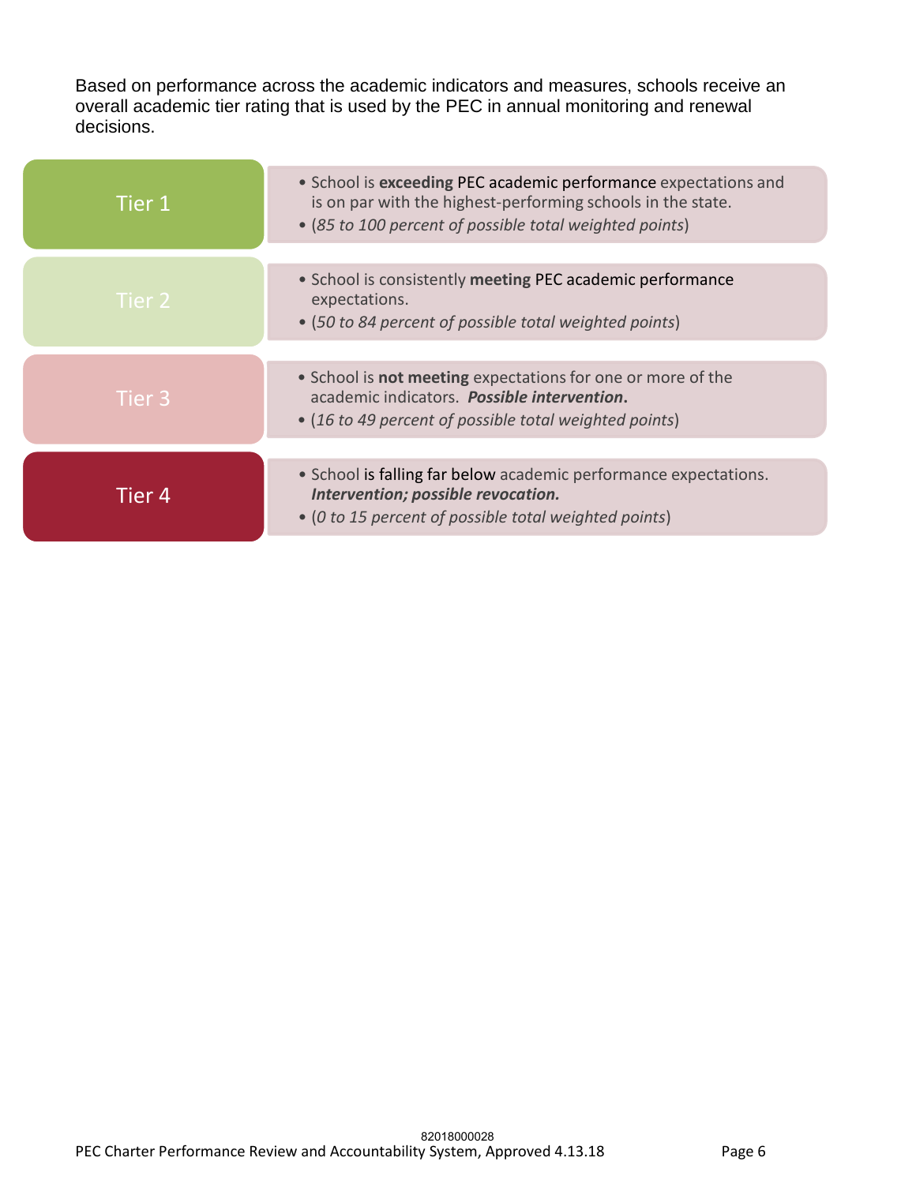Based on performance across the academic indicators and measures, schools receive an overall academic tier rating that is used by the PEC in annual monitoring and renewal decisions.

| Tier | Description |
| --- | --- |
| Tier 1 | • School is **exceeding** PEC academic performance expectations and is on par with the highest-performing schools in the state.<br>• (*85 to 100 percent of possible total weighted points*) |
| Tier 2 | • School is consistently **meeting** PEC academic performance expectations.<br>• (*50 to 84 percent of possible total weighted points*) |
| Tier 3 | • School is **not meeting** expectations for one or more of the academic indicators. ***Possible intervention*.**<br>• (*16 to 49 percent of possible total weighted points*) |
| Tier 4 | • School is falling far below academic performance expectations. ***Intervention; possible revocation.***<br>• (*0 to 15 percent of possible total weighted points*) |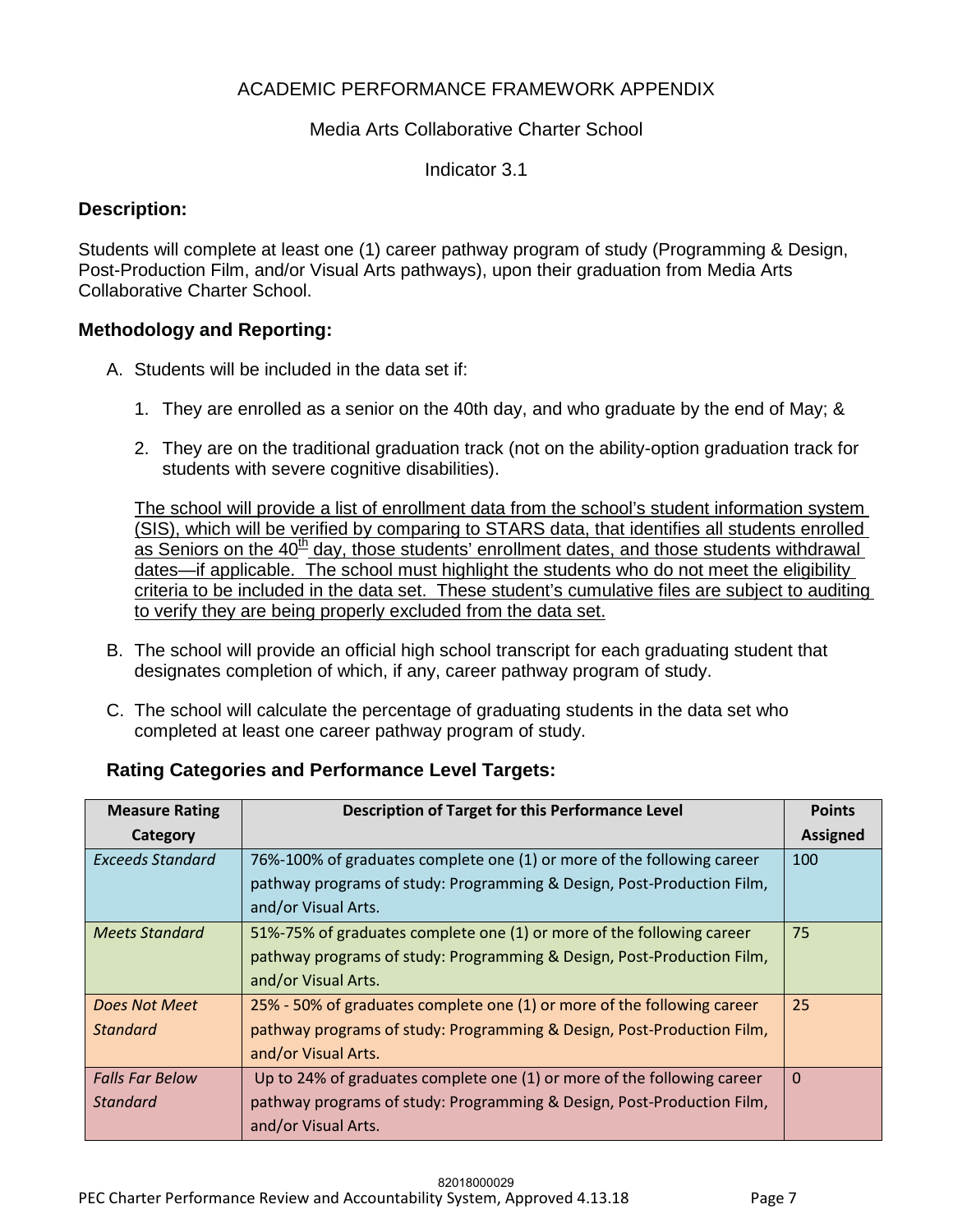ACADEMIC PERFORMANCE FRAMEWORK APPENDIX

Media Arts Collaborative Charter School

Indicator 3.1

### Description:

Students will complete at least one (1) career pathway program of study (Programming & Design, Post-Production Film, and/or Visual Arts pathways), upon their graduation from Media Arts Collaborative Charter School.

### Methodology and Reporting:

A. Students will be included in the data set if:

   1. They are enrolled as a senior on the 40th day, and who graduate by the end of May; &

   2. They are on the traditional graduation track (not on the ability-option graduation track for students with severe cognitive disabilities).

   <u>The school will provide a list of enrollment data from the school's student information system (SIS), which will be verified by comparing to STARS data, that identifies all students enrolled as Seniors on the 40th day, those students' enrollment dates, and those students withdrawal dates—if applicable. The school must highlight the students who do not meet the eligibility criteria to be included in the data set. These student's cumulative files are subject to auditing to verify they are being properly excluded from the data set.</u>

B. The school will provide an official high school transcript for each graduating student that designates completion of which, if any, career pathway program of study.

C. The school will calculate the percentage of graduating students in the data set who completed at least one career pathway program of study.

### Rating Categories and Performance Level Targets:

| Measure Rating Category | Description of Target for this Performance Level | Points Assigned |
|---|---|---|
| *Exceeds Standard* | 76%-100% of graduates complete one (1) or more of the following career pathway programs of study: Programming & Design, Post-Production Film, and/or Visual Arts. | 100 |
| *Meets Standard* | 51%-75% of graduates complete one (1) or more of the following career pathway programs of study: Programming & Design, Post-Production Film, and/or Visual Arts. | 75 |
| *Does Not Meet Standard* | 25% - 50% of graduates complete one (1) or more of the following career pathway programs of study: Programming & Design, Post-Production Film, and/or Visual Arts. | 25 |
| *Falls Far Below Standard* | Up to 24% of graduates complete one (1) or more of the following career pathway programs of study: Programming & Design, Post-Production Film, and/or Visual Arts. | 0 |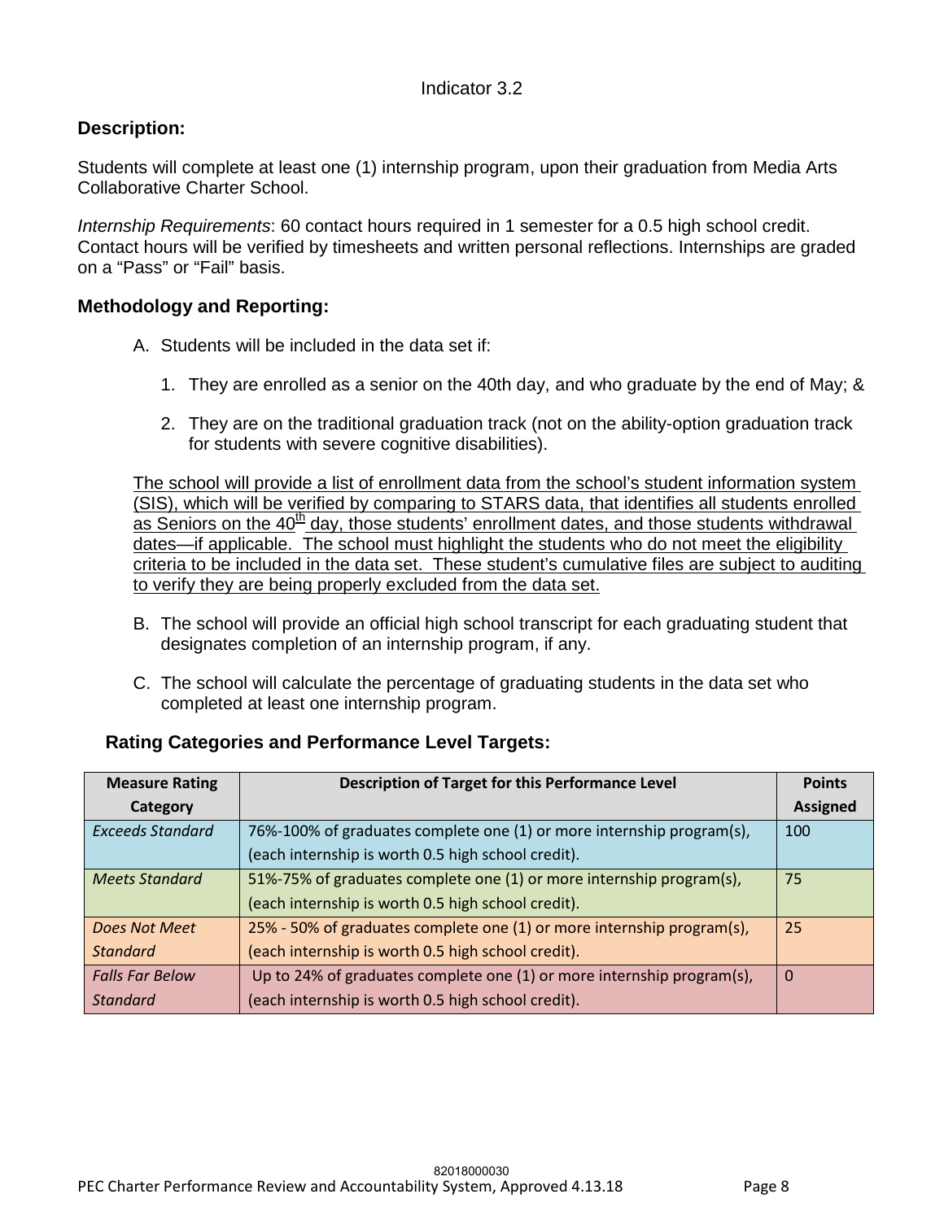Indicator 3.2

### Description:

Students will complete at least one (1) internship program, upon their graduation from Media Arts Collaborative Charter School.

*Internship Requirements*: 60 contact hours required in 1 semester for a 0.5 high school credit. Contact hours will be verified by timesheets and written personal reflections. Internships are graded on a “Pass” or “Fail” basis.

### Methodology and Reporting:

A. Students will be included in the data set if:

   1. They are enrolled as a senior on the 40th day, and who graduate by the end of May; &

   2. They are on the traditional graduation track (not on the ability-option graduation track for students with severe cognitive disabilities).

   The school will provide a list of enrollment data from the school’s student information system (SIS), which will be verified by comparing to STARS data, that identifies all students enrolled as Seniors on the 40th day, those students’ enrollment dates, and those students withdrawal dates—if applicable. The school must highlight the students who do not meet the eligibility criteria to be included in the data set. These student’s cumulative files are subject to auditing to verify they are being properly excluded from the data set.

B. The school will provide an official high school transcript for each graduating student that designates completion of an internship program, if any.

C. The school will calculate the percentage of graduating students in the data set who completed at least one internship program.

### Rating Categories and Performance Level Targets:

| Measure Rating Category | Description of Target for this Performance Level | Points Assigned |
|---|---|---|
| *Exceeds Standard* | 76%-100% of graduates complete one (1) or more internship program(s), (each internship is worth 0.5 high school credit). | 100 |
| *Meets Standard* | 51%-75% of graduates complete one (1) or more internship program(s), (each internship is worth 0.5 high school credit). | 75 |
| *Does Not Meet Standard* | 25% - 50% of graduates complete one (1) or more internship program(s), (each internship is worth 0.5 high school credit). | 25 |
| *Falls Far Below Standard* | Up to 24% of graduates complete one (1) or more internship program(s), (each internship is worth 0.5 high school credit). | 0 |